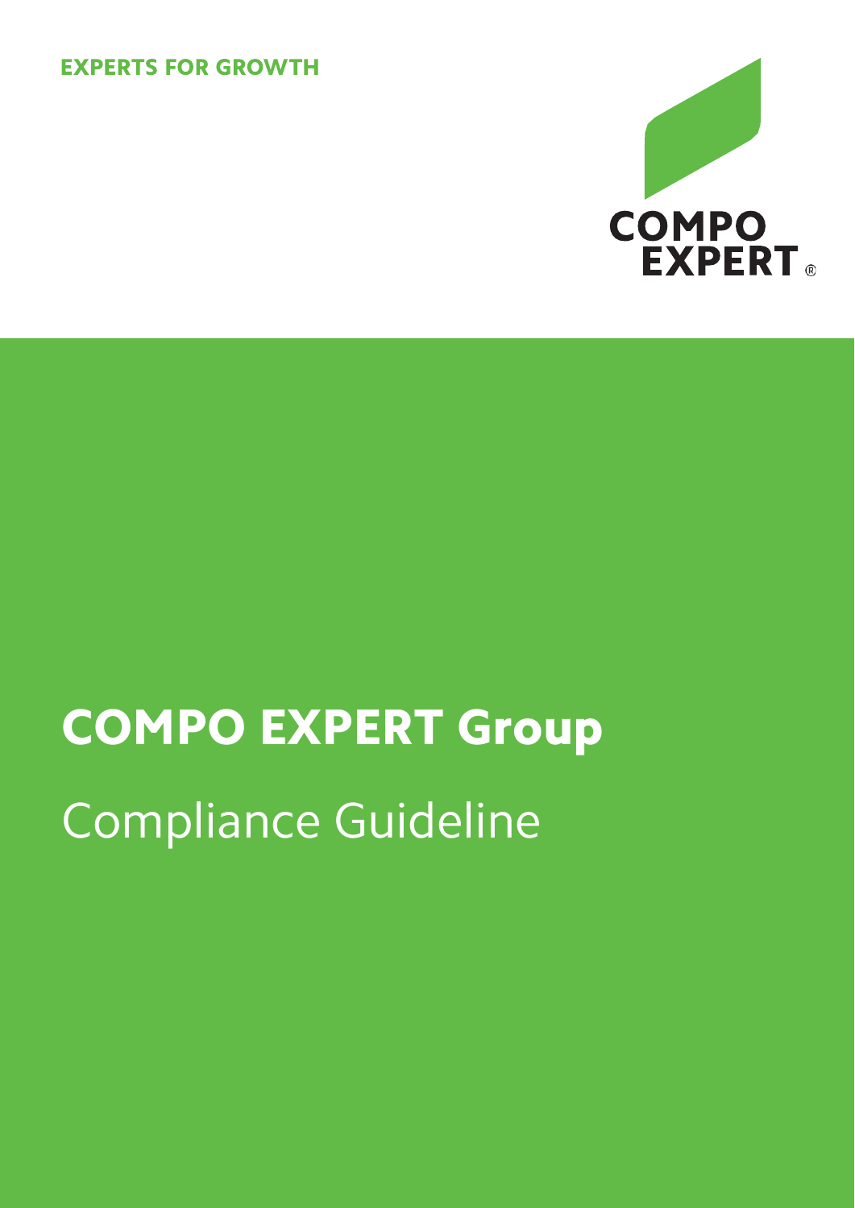EXPERTS FOR GROWTH

COMPO EXPERT®

# COMPO EXPERT Group

## Compliance Guideline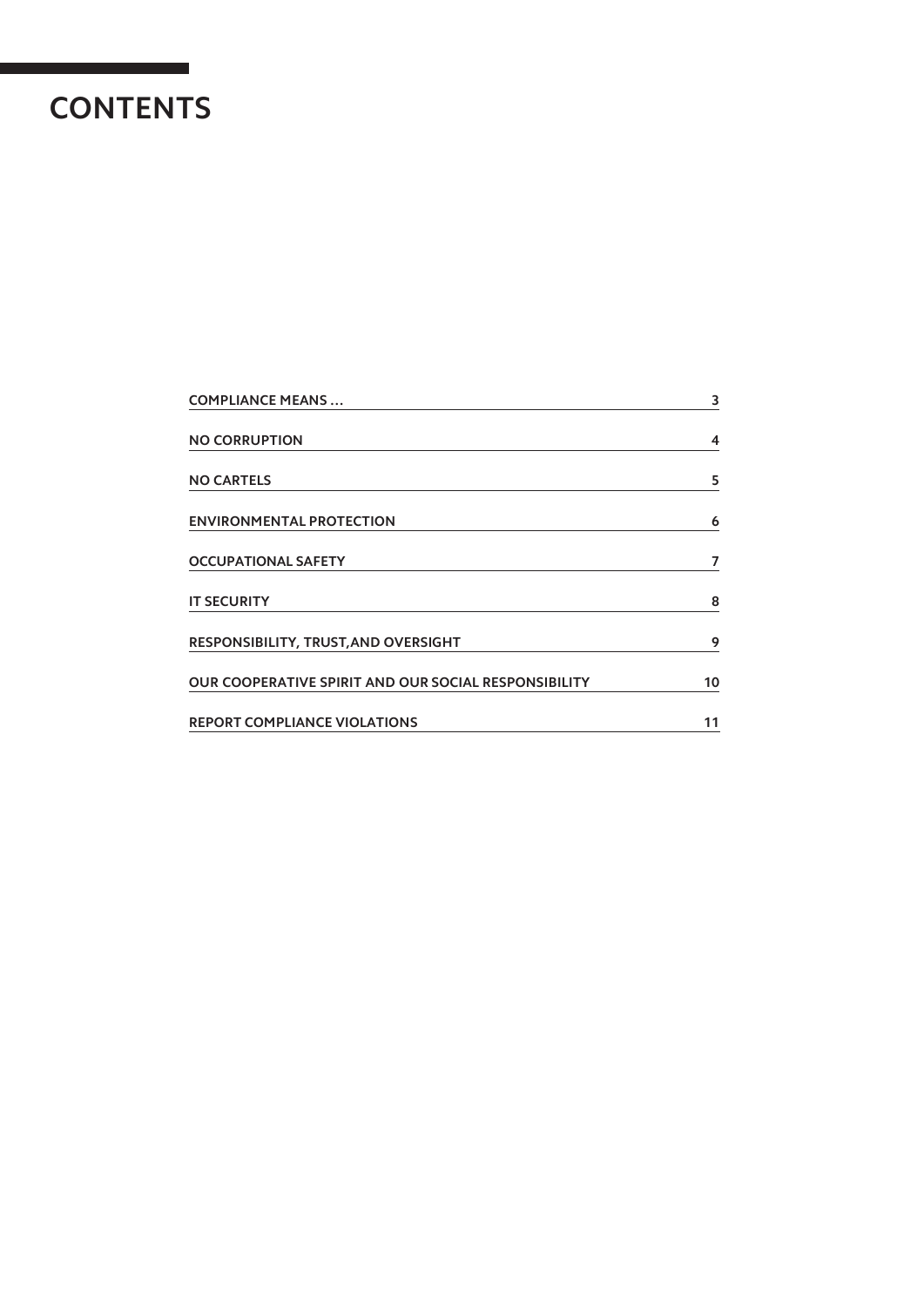# CONTENTS

| | |
|---|---|
| COMPLIANCE MEANS … | 3 |
| NO CORRUPTION | 4 |
| NO CARTELS | 5 |
| ENVIRONMENTAL PROTECTION | 6 |
| OCCUPATIONAL SAFETY | 7 |
| IT SECURITY | 8 |
| RESPONSIBILITY, TRUST,AND OVERSIGHT | 9 |
| OUR COOPERATIVE SPIRIT AND OUR SOCIAL RESPONSIBILITY | 10 |
| REPORT COMPLIANCE VIOLATIONS | 11 |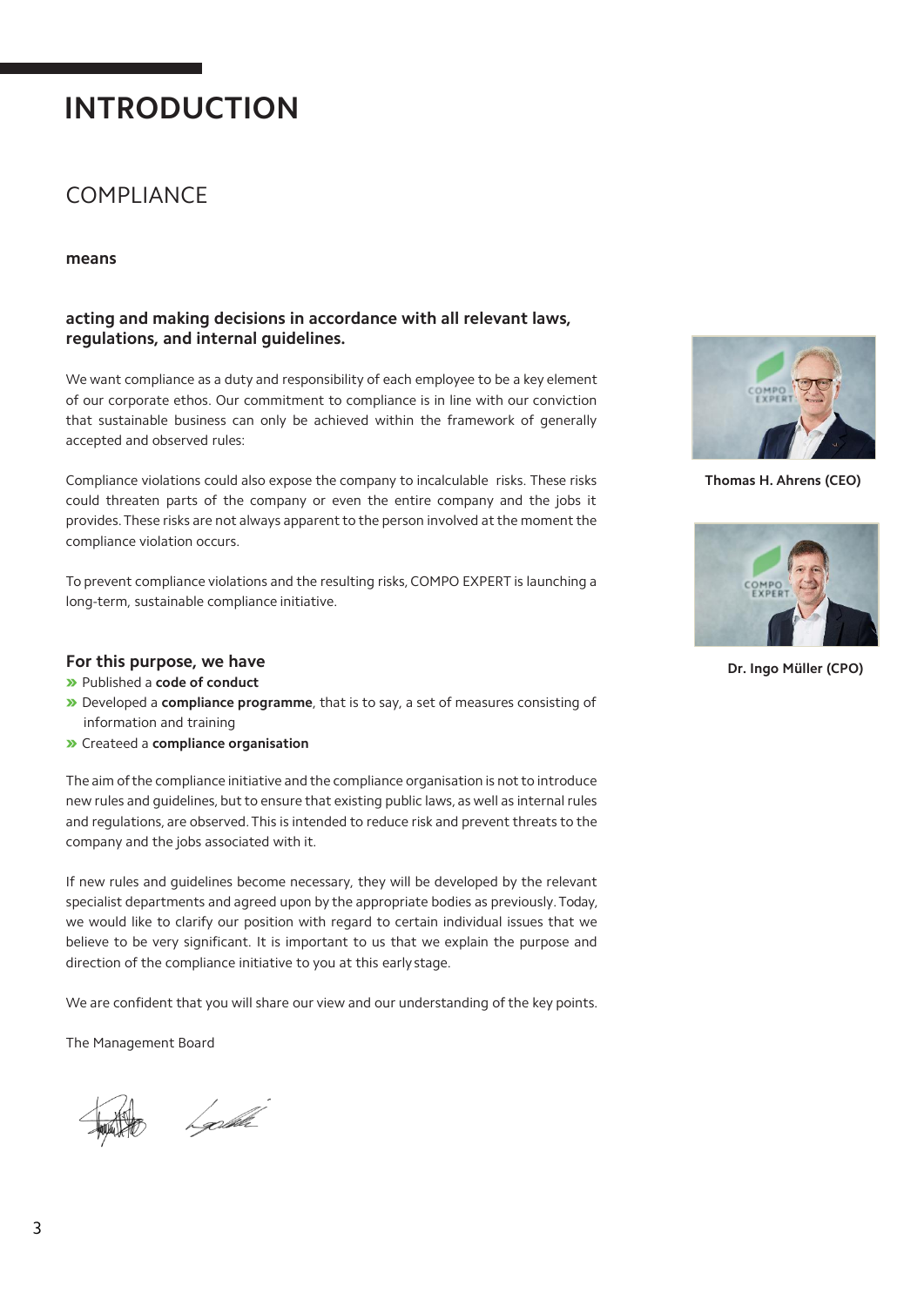# INTRODUCTION

## COMPLIANCE

**means**

### acting and making decisions in accordance with all relevant laws, regulations, and internal guidelines.

We want compliance as a duty and responsibility of each employee to be a key element of our corporate ethos. Our commitment to compliance is in line with our conviction that sustainable business can only be achieved within the framework of generally accepted and observed rules:

Compliance violations could also expose the company to incalculable risks. These risks could threaten parts of the company or even the entire company and the jobs it provides. These risks are not always apparent to the person involved at the moment the compliance violation occurs.

To prevent compliance violations and the resulting risks, COMPO EXPERT is launching a long-term, sustainable compliance initiative.

### For this purpose, we have

- Published a **code of conduct**
- Developed a **compliance programme**, that is to say, a set of measures consisting of information and training
- Createed a **compliance organisation**

The aim of the compliance initiative and the compliance organisation is not to introduce new rules and guidelines, but to ensure that existing public laws, as well as internal rules and regulations, are observed. This is intended to reduce risk and prevent threats to the company and the jobs associated with it.

If new rules and guidelines become necessary, they will be developed by the relevant specialist departments and agreed upon by the appropriate bodies as previously. Today, we would like to clarify our position with regard to certain individual issues that we believe to be very significant. It is important to us that we explain the purpose and direction of the compliance initiative to you at this early stage.

We are confident that you will share our view and our understanding of the key points.

The Management Board

**Thomas H. Ahrens (CEO)**

**Dr. Ingo Müller (CPO)**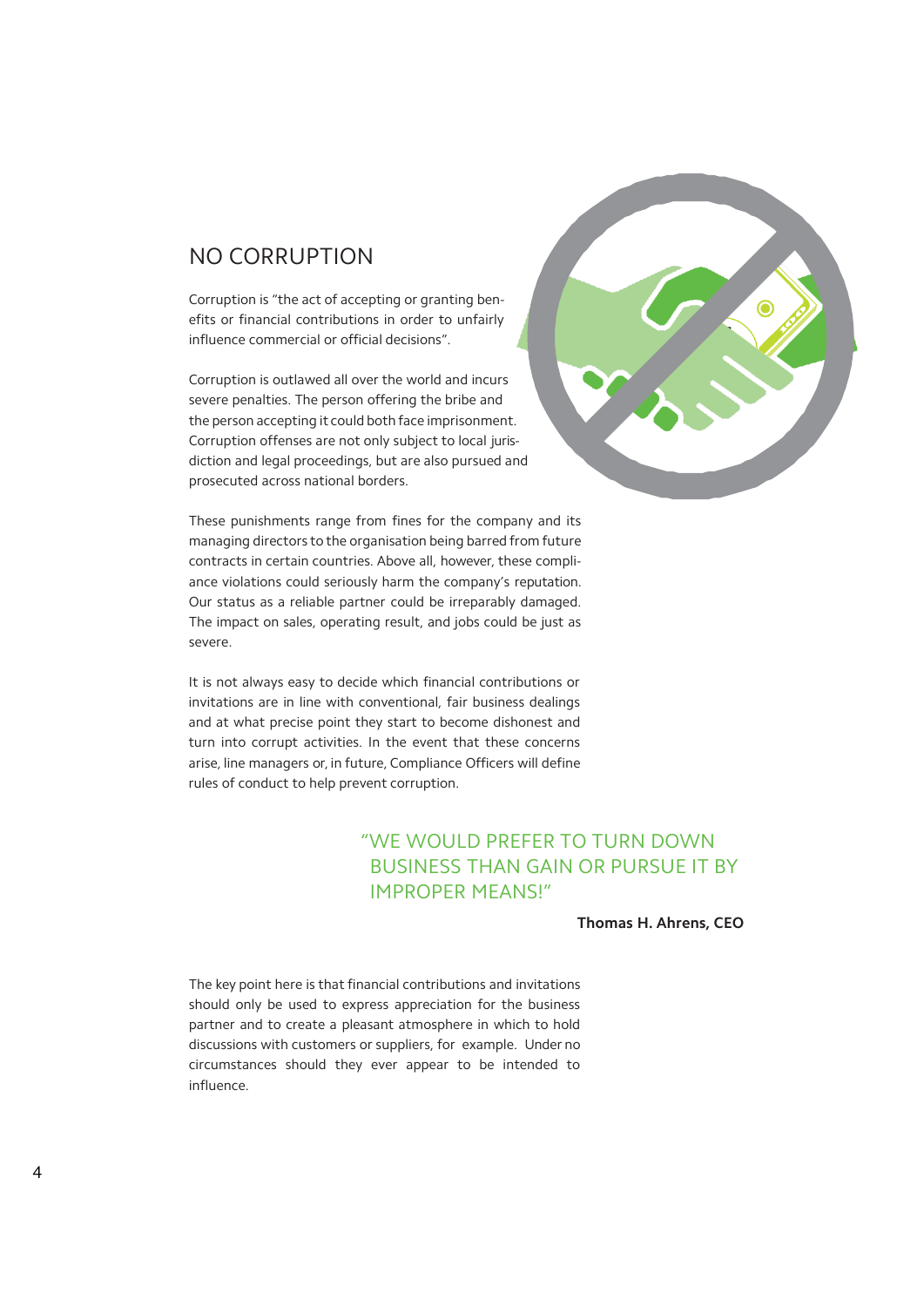## NO CORRUPTION

Corruption is "the act of accepting or granting benefits or financial contributions in order to unfairly influence commercial or official decisions".

Corruption is outlawed all over the world and incurs severe penalties. The person offering the bribe and the person accepting it could both face imprisonment. Corruption offenses are not only subject to local jurisdiction and legal proceedings, but are also pursued and prosecuted across national borders.

These punishments range from fines for the company and its managing directors to the organisation being barred from future contracts in certain countries. Above all, however, these compliance violations could seriously harm the company's reputation. Our status as a reliable partner could be irreparably damaged. The impact on sales, operating result, and jobs could be just as severe.

It is not always easy to decide which financial contributions or invitations are in line with conventional, fair business dealings and at what precise point they start to become dishonest and turn into corrupt activities. In the event that these concerns arise, line managers or, in future, Compliance Officers will define rules of conduct to help prevent corruption.

> "WE WOULD PREFER TO TURN DOWN BUSINESS THAN GAIN OR PURSUE IT BY IMPROPER MEANS!"
>
> **Thomas H. Ahrens, CEO**

The key point here is that financial contributions and invitations should only be used to express appreciation for the business partner and to create a pleasant atmosphere in which to hold discussions with customers or suppliers, for example. Under no circumstances should they ever appear to be intended to influence.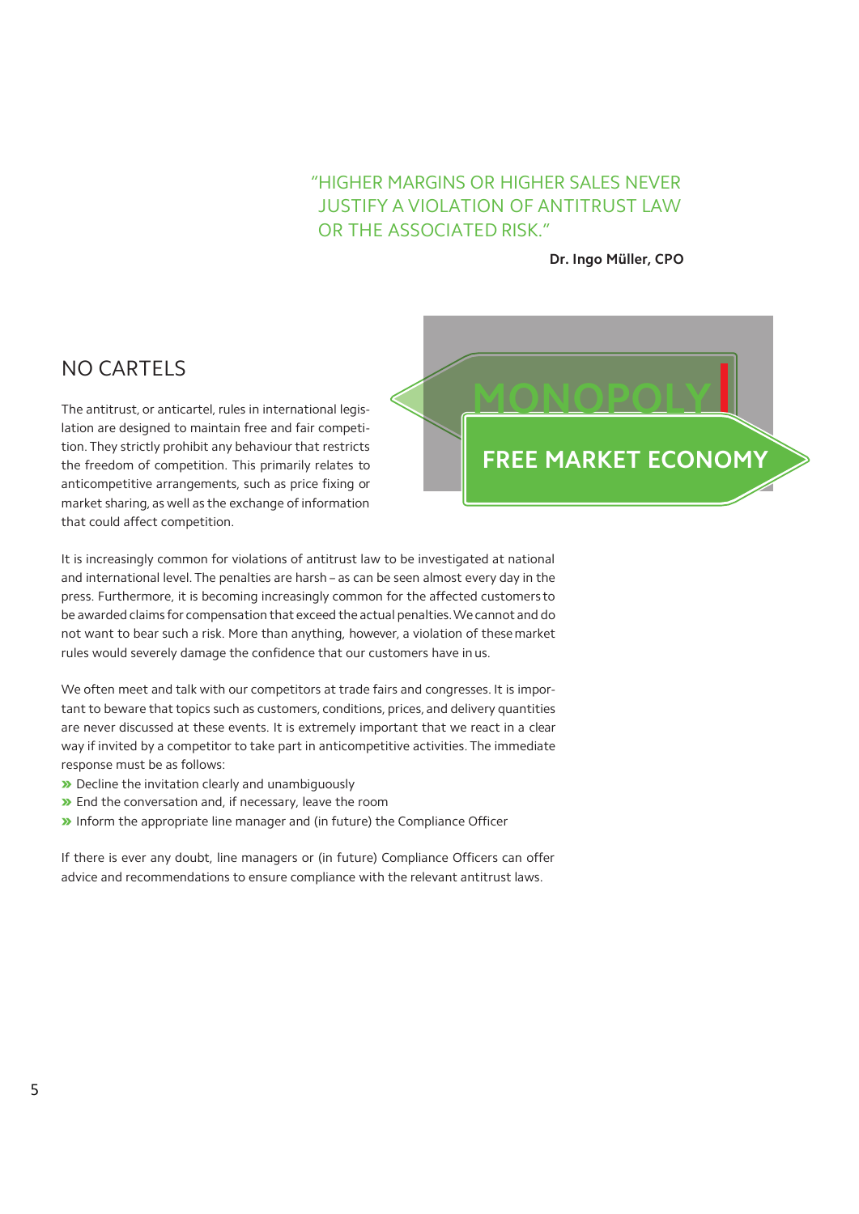> "HIGHER MARGINS OR HIGHER SALES NEVER JUSTIFY A VIOLATION OF ANTITRUST LAW OR THE ASSOCIATED RISK."
>
> **Dr. Ingo Müller, CPO**

## NO CARTELS

The antitrust, or anticartel, rules in international legislation are designed to maintain free and fair competition. They strictly prohibit any behaviour that restricts the freedom of competition. This primarily relates to anticompetitive arrangements, such as price fixing or market sharing, as well as the exchange of information that could affect competition.

It is increasingly common for violations of antitrust law to be investigated at national and international level. The penalties are harsh – as can be seen almost every day in the press. Furthermore, it is becoming increasingly common for the affected customers to be awarded claims for compensation that exceed the actual penalties. We cannot and do not want to bear such a risk. More than anything, however, a violation of these market rules would severely damage the confidence that our customers have in us.

We often meet and talk with our competitors at trade fairs and congresses. It is important to beware that topics such as customers, conditions, prices, and delivery quantities are never discussed at these events. It is extremely important that we react in a clear way if invited by a competitor to take part in anticompetitive activities. The immediate response must be as follows:

- Decline the invitation clearly and unambiguously
- End the conversation and, if necessary, leave the room
- Inform the appropriate line manager and (in future) the Compliance Officer

If there is ever any doubt, line managers or (in future) Compliance Officers can offer advice and recommendations to ensure compliance with the relevant antitrust laws.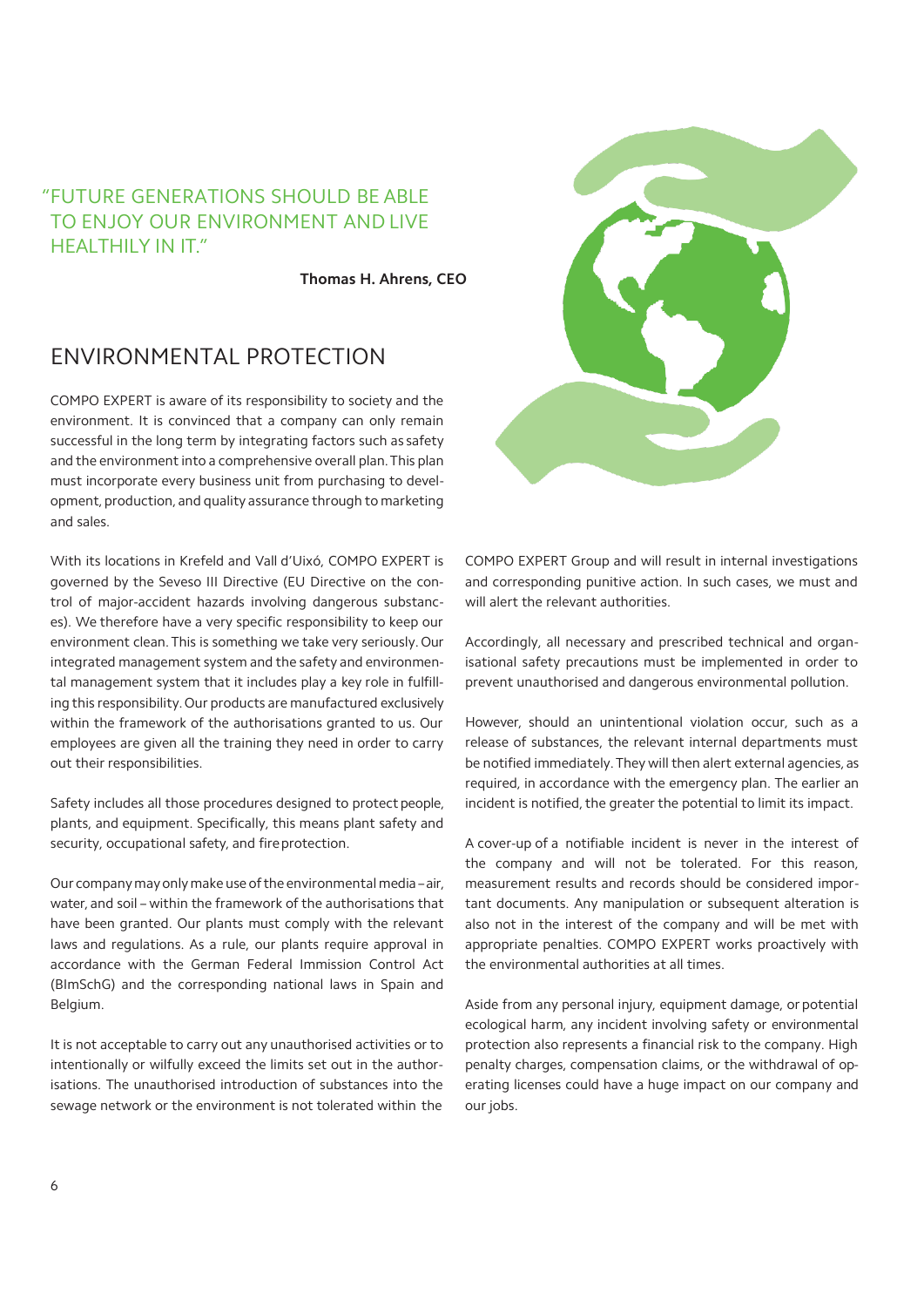"FUTURE GENERATIONS SHOULD BE ABLE TO ENJOY OUR ENVIRONMENT AND LIVE HEALTHILY IN IT."

**Thomas H. Ahrens, CEO**

# ENVIRONMENTAL PROTECTION

COMPO EXPERT is aware of its responsibility to society and the environment. It is convinced that a company can only remain successful in the long term by integrating factors such as safety and the environment into a comprehensive overall plan. This plan must incorporate every business unit from purchasing to development, production, and quality assurance through to marketing and sales.

With its locations in Krefeld and Vall d'Uixó, COMPO EXPERT is governed by the Seveso III Directive (EU Directive on the control of major-accident hazards involving dangerous substances). We therefore have a very specific responsibility to keep our environment clean. This is something we take very seriously. Our integrated management system and the safety and environmental management system that it includes play a key role in fulfilling this responsibility. Our products are manufactured exclusively within the framework of the authorisations granted to us. Our employees are given all the training they need in order to carry out their responsibilities.

Safety includes all those procedures designed to protect people, plants, and equipment. Specifically, this means plant safety and security, occupational safety, and fire protection.

Our company may only make use of the environmental media – air, water, and soil – within the framework of the authorisations that have been granted. Our plants must comply with the relevant laws and regulations. As a rule, our plants require approval in accordance with the German Federal Immission Control Act (BImSchG) and the corresponding national laws in Spain and Belgium.

It is not acceptable to carry out any unauthorised activities or to intentionally or wilfully exceed the limits set out in the authorisations. The unauthorised introduction of substances into the sewage network or the environment is not tolerated within the COMPO EXPERT Group and will result in internal investigations and corresponding punitive action. In such cases, we must and will alert the relevant authorities.

Accordingly, all necessary and prescribed technical and organisational safety precautions must be implemented in order to prevent unauthorised and dangerous environmental pollution.

However, should an unintentional violation occur, such as a release of substances, the relevant internal departments must be notified immediately. They will then alert external agencies, as required, in accordance with the emergency plan. The earlier an incident is notified, the greater the potential to limit its impact.

A cover-up of a notifiable incident is never in the interest of the company and will not be tolerated. For this reason, measurement results and records should be considered important documents. Any manipulation or subsequent alteration is also not in the interest of the company and will be met with appropriate penalties. COMPO EXPERT works proactively with the environmental authorities at all times.

Aside from any personal injury, equipment damage, or potential ecological harm, any incident involving safety or environmental protection also represents a financial risk to the company. High penalty charges, compensation claims, or the withdrawal of operating licenses could have a huge impact on our company and our jobs.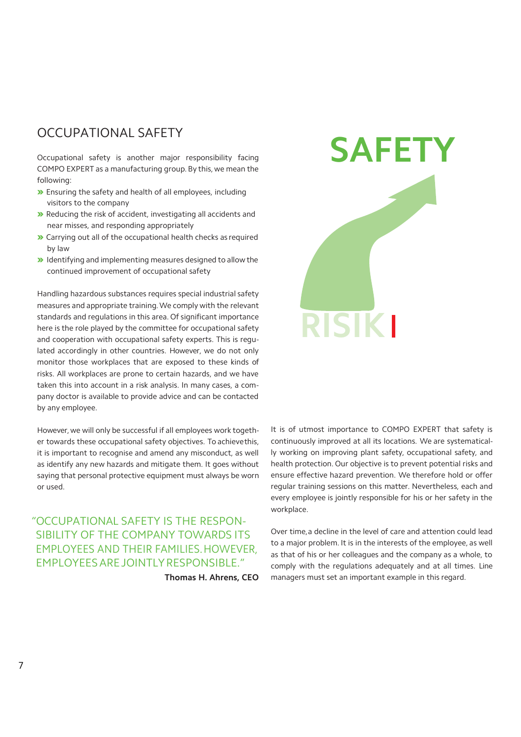## OCCUPATIONAL SAFETY

Occupational safety is another major responsibility facing COMPO EXPERT as a manufacturing group. By this, we mean the following:

- Ensuring the safety and health of all employees, including visitors to the company
- Reducing the risk of accident, investigating all accidents and near misses, and responding appropriately
- Carrying out all of the occupational health checks as required by law
- Identifying and implementing measures designed to allow the continued improvement of occupational safety

Handling hazardous substances requires special industrial safety measures and appropriate training. We comply with the relevant standards and regulations in this area. Of significant importance here is the role played by the committee for occupational safety and cooperation with occupational safety experts. This is regulated accordingly in other countries. However, we do not only monitor those workplaces that are exposed to these kinds of risks. All workplaces are prone to certain hazards, and we have taken this into account in a risk analysis. In many cases, a company doctor is available to provide advice and can be contacted by any employee.

However, we will only be successful if all employees work together towards these occupational safety objectives. To achieve this, it is important to recognise and amend any misconduct, as well as identify any new hazards and mitigate them. It goes without saying that personal protective equipment must always be worn or used.

"OCCUPATIONAL SAFETY IS THE RESPONSIBILITY OF THE COMPANY TOWARDS ITS EMPLOYEES AND THEIR FAMILIES. HOWEVER, EMPLOYEES ARE JOINTLY RESPONSIBLE."

**Thomas H. Ahrens, CEO**

SAFETY

RISIK

It is of utmost importance to COMPO EXPERT that safety is continuously improved at all its locations. We are systematically working on improving plant safety, occupational safety, and health protection. Our objective is to prevent potential risks and ensure effective hazard prevention. We therefore hold or offer regular training sessions on this matter. Nevertheless, each and every employee is jointly responsible for his or her safety in the workplace.

Over time, a decline in the level of care and attention could lead to a major problem. It is in the interests of the employee, as well as that of his or her colleagues and the company as a whole, to comply with the regulations adequately and at all times. Line managers must set an important example in this regard.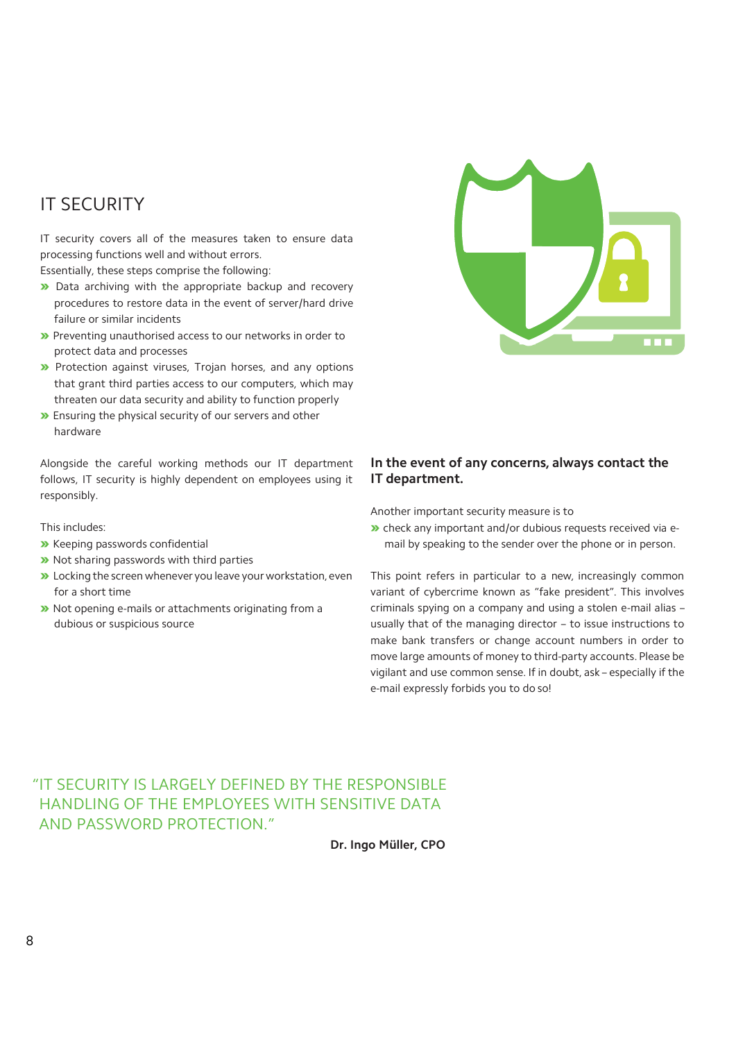# IT SECURITY

IT security covers all of the measures taken to ensure data processing functions well and without errors.
Essentially, these steps comprise the following:

- Data archiving with the appropriate backup and recovery procedures to restore data in the event of server/hard drive failure or similar incidents
- Preventing unauthorised access to our networks in order to protect data and processes
- Protection against viruses, Trojan horses, and any options that grant third parties access to our computers, which may threaten our data security and ability to function properly
- Ensuring the physical security of our servers and other hardware

Alongside the careful working methods our IT department follows, IT security is highly dependent on employees using it responsibly.

This includes:

- Keeping passwords confidential
- Not sharing passwords with third parties
- Locking the screen whenever you leave your workstation, even for a short time
- Not opening e-mails or attachments originating from a dubious or suspicious source

**In the event of any concerns, always contact the IT department.**

Another important security measure is to

- check any important and/or dubious requests received via e-mail by speaking to the sender over the phone or in person.

This point refers in particular to a new, increasingly common variant of cybercrime known as "fake president". This involves criminals spying on a company and using a stolen e-mail alias – usually that of the managing director – to issue instructions to make bank transfers or change account numbers in order to move large amounts of money to third-party accounts. Please be vigilant and use common sense. If in doubt, ask – especially if the e-mail expressly forbids you to do so!

"IT SECURITY IS LARGELY DEFINED BY THE RESPONSIBLE HANDLING OF THE EMPLOYEES WITH SENSITIVE DATA AND PASSWORD PROTECTION."

**Dr. Ingo Müller, CPO**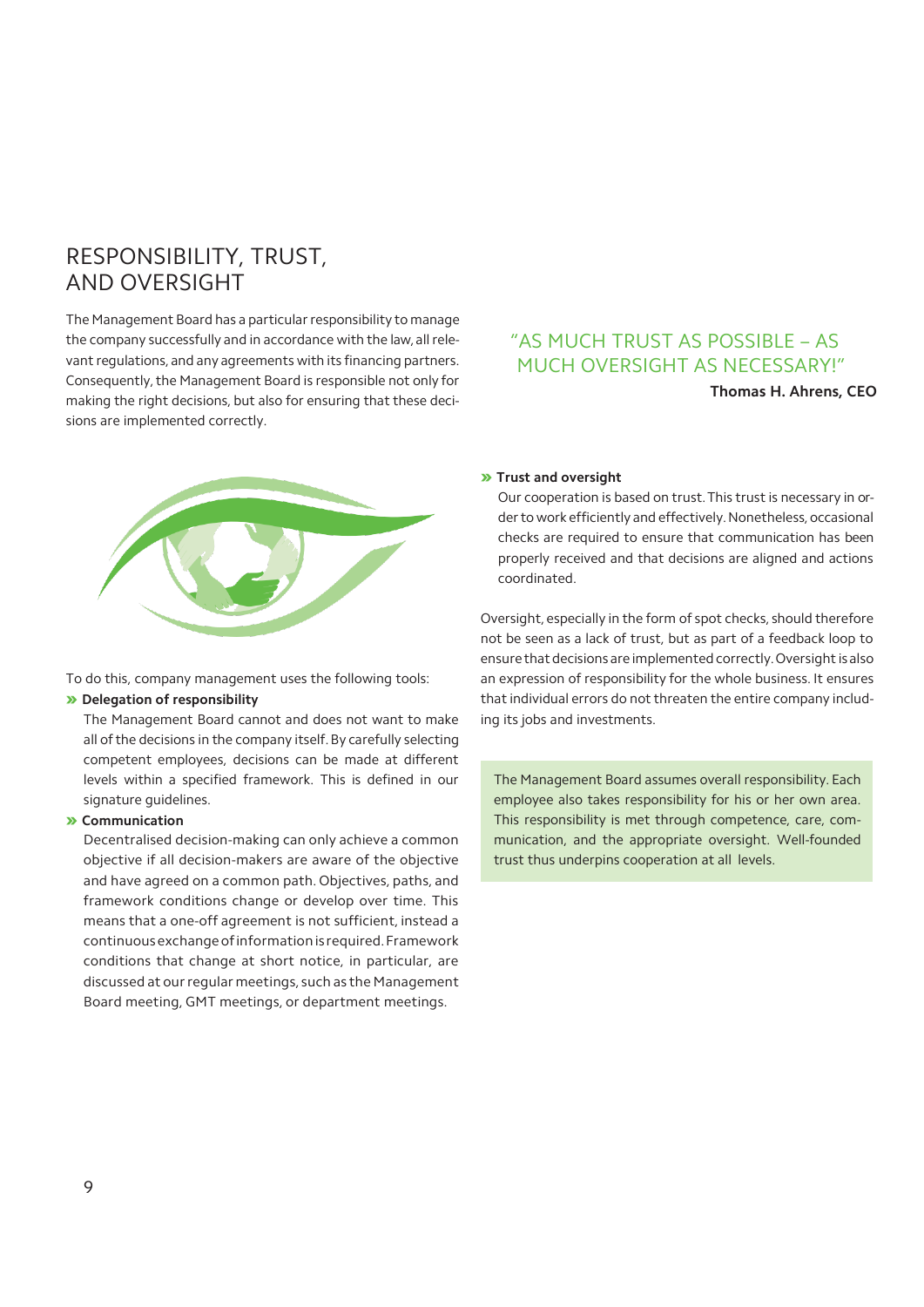## RESPONSIBILITY, TRUST, AND OVERSIGHT

The Management Board has a particular responsibility to manage the company successfully and in accordance with the law, all relevant regulations, and any agreements with its financing partners. Consequently, the Management Board is responsible not only for making the right decisions, but also for ensuring that these decisions are implemented correctly.

To do this, company management uses the following tools:

- **Delegation of responsibility**
  The Management Board cannot and does not want to make all of the decisions in the company itself. By carefully selecting competent employees, decisions can be made at different levels within a specified framework. This is defined in our signature guidelines.
- **Communication**
  Decentralised decision-making can only achieve a common objective if all decision-makers are aware of the objective and have agreed on a common path. Objectives, paths, and framework conditions change or develop over time. This means that a one-off agreement is not sufficient, instead a continuous exchange of information is required. Framework conditions that change at short notice, in particular, are discussed at our regular meetings, such as the Management Board meeting, GMT meetings, or department meetings.

> "AS MUCH TRUST AS POSSIBLE – AS MUCH OVERSIGHT AS NECESSARY!"
>
> **Thomas H. Ahrens, CEO**

- **Trust and oversight**
  Our cooperation is based on trust. This trust is necessary in order to work efficiently and effectively. Nonetheless, occasional checks are required to ensure that communication has been properly received and that decisions are aligned and actions coordinated.

Oversight, especially in the form of spot checks, should therefore not be seen as a lack of trust, but as part of a feedback loop to ensure that decisions are implemented correctly. Oversight is also an expression of responsibility for the whole business. It ensures that individual errors do not threaten the entire company including its jobs and investments.

The Management Board assumes overall responsibility. Each employee also takes responsibility for his or her own area. This responsibility is met through competence, care, communication, and the appropriate oversight. Well-founded trust thus underpins cooperation at all levels.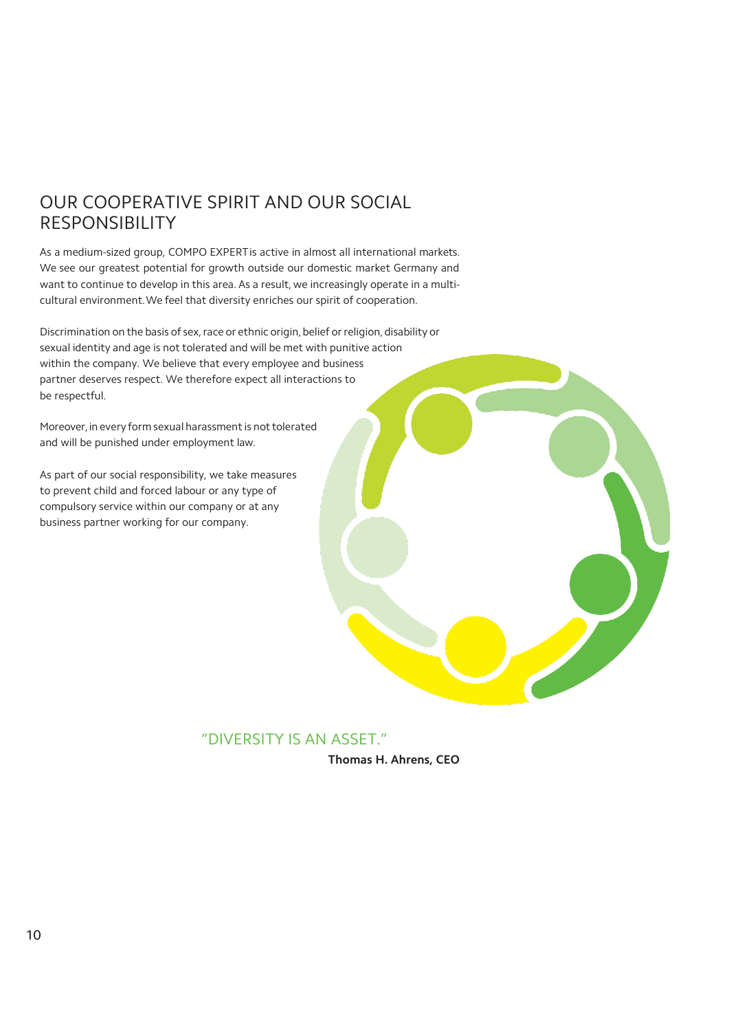## OUR COOPERATIVE SPIRIT AND OUR SOCIAL RESPONSIBILITY

As a medium-sized group, COMPO EXPERT is active in almost all international markets. We see our greatest potential for growth outside our domestic market Germany and want to continue to develop in this area. As a result, we increasingly operate in a multi-cultural environment. We feel that diversity enriches our spirit of cooperation.

Discrimination on the basis of sex, race or ethnic origin, belief or religion, disability or sexual identity and age is not tolerated and will be met with punitive action within the company. We believe that every employee and business partner deserves respect. We therefore expect all interactions to be respectful.

Moreover, in every form sexual harassment is not tolerated and will be punished under employment law.

As part of our social responsibility, we take measures to prevent child and forced labour or any type of compulsory service within our company or at any business partner working for our company.

“DIVERSITY IS AN ASSET.”

**Thomas H. Ahrens, CEO**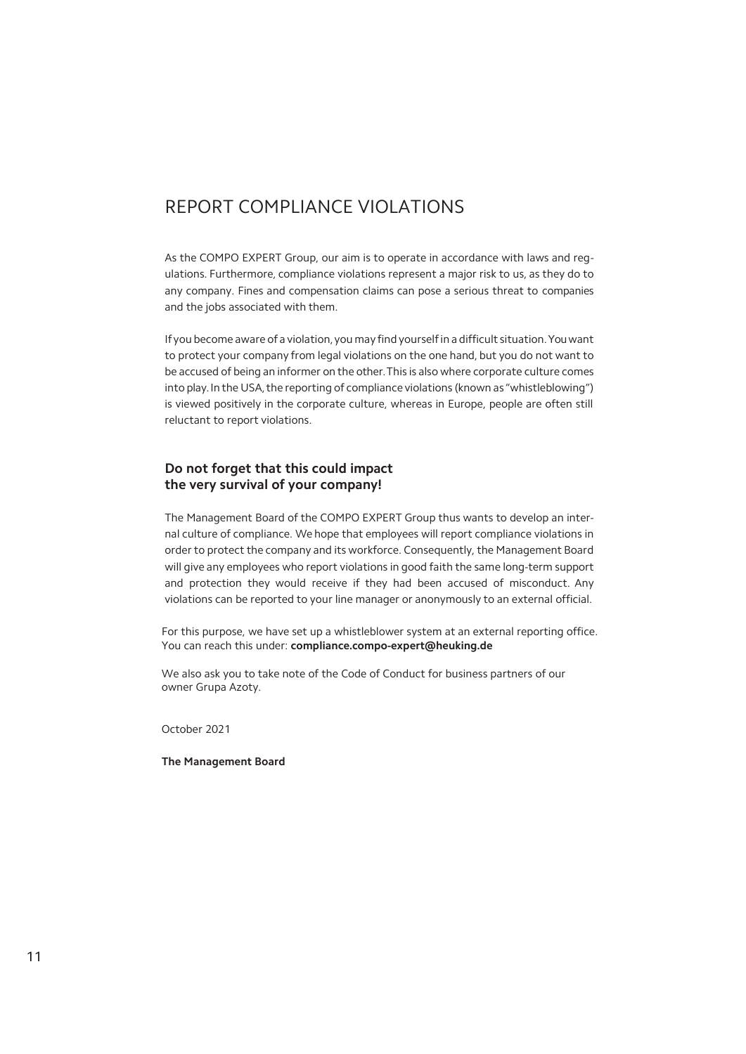# REPORT COMPLIANCE VIOLATIONS

As the COMPO EXPERT Group, our aim is to operate in accordance with laws and regulations. Furthermore, compliance violations represent a major risk to us, as they do to any company. Fines and compensation claims can pose a serious threat to companies and the jobs associated with them.

If you become aware of a violation, you may find yourself in a difficult situation. You want to protect your company from legal violations on the one hand, but you do not want to be accused of being an informer on the other. This is also where corporate culture comes into play. In the USA, the reporting of compliance violations (known as "whistleblowing") is viewed positively in the corporate culture, whereas in Europe, people are often still reluctant to report violations.

### Do not forget that this could impact the very survival of your company!

The Management Board of the COMPO EXPERT Group thus wants to develop an internal culture of compliance. We hope that employees will report compliance violations in order to protect the company and its workforce. Consequently, the Management Board will give any employees who report violations in good faith the same long-term support and protection they would receive if they had been accused of misconduct. Any violations can be reported to your line manager or anonymously to an external official.

For this purpose, we have set up a whistleblower system at an external reporting office. You can reach this under: **compliance.compo-expert@heuking.de**

We also ask you to take note of the Code of Conduct for business partners of our owner Grupa Azoty.

October 2021

**The Management Board**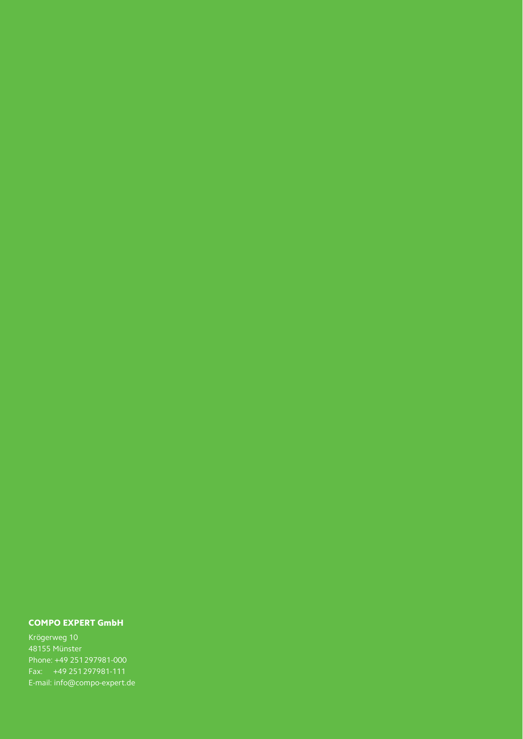**COMPO EXPERT GmbH**

Krögerweg 10
48155 Münster
Phone: +49 251 297981-000
Fax: +49 251 297981-111
E-mail: info@compo-expert.de